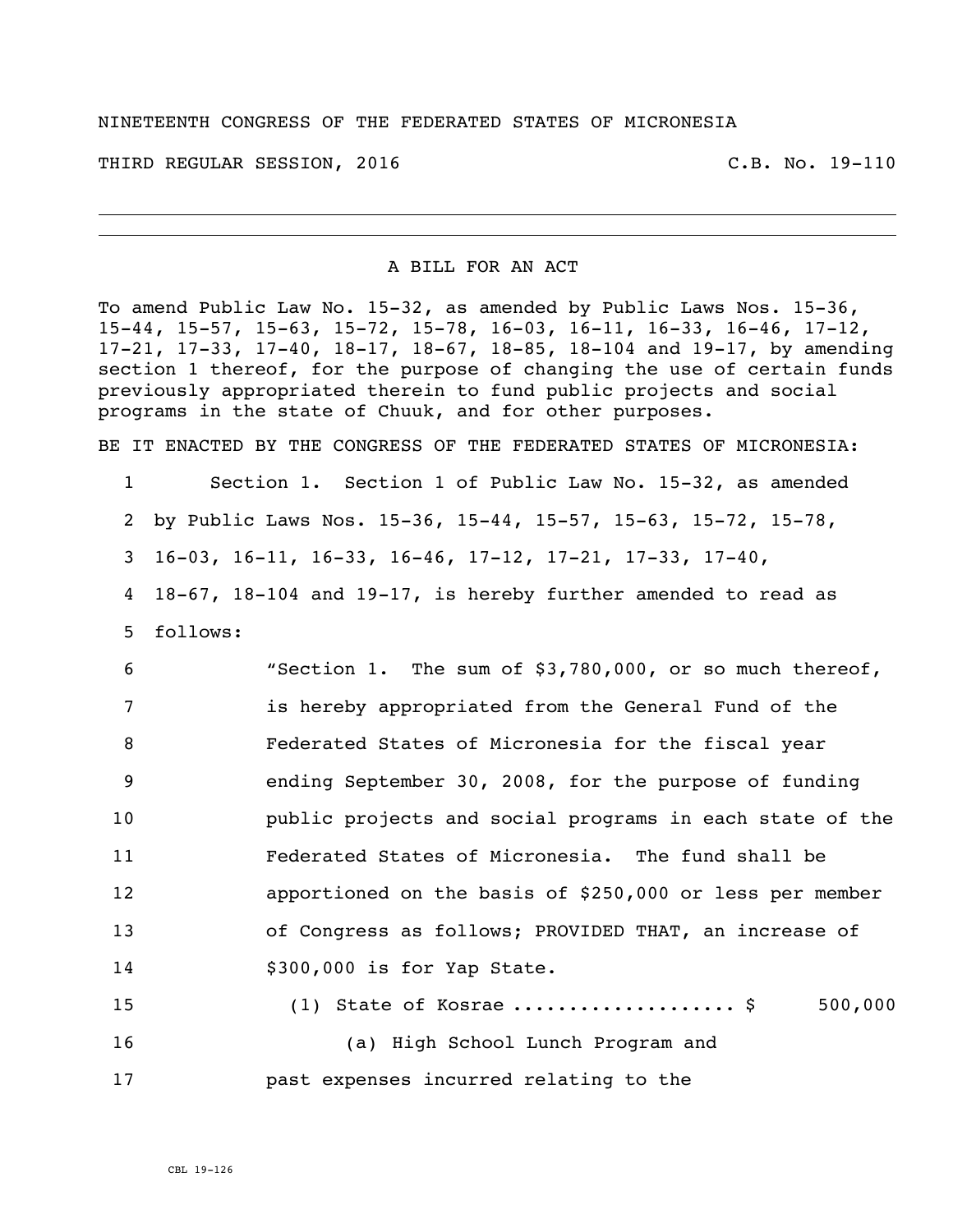NINETEENTH CONGRESS OF THE FEDERATED STATES OF MICRONESIA

THIRD REGULAR SESSION, 2016 C.B. No. 19-110

---

A BILL FOR AN ACT

To amend Public Law No. 15-32, as amended by Public Laws Nos. 15-36, 15-44, 15-57, 15-63, 15-72, 15-78, 16-03, 16-11, 16-33, 16-46, 17-12, 17-21, 17-33, 17-40, 18-17, 18-67, 18-85, 18-104 and 19-17, by amending section 1 thereof, for the purpose of changing the use of certain funds previously appropriated therein to fund public projects and social programs in the state of Chuuk, and for other purposes.

BE IT ENACTED BY THE CONGRESS OF THE FEDERATED STATES OF MICRONESIA:

1 Section 1. Section 1 of Public Law No. 15-32, as amended
2 by Public Laws Nos. 15-36, 15-44, 15-57, 15-63, 15-72, 15-78,
3 16-03, 16-11, 16-33, 16-46, 17-12, 17-21, 17-33, 17-40,
4 18-67, 18-104 and 19-17, is hereby further amended to read as
5 follows:

6 "Section 1. The sum of $3,780,000, or so much thereof,
7 is hereby appropriated from the General Fund of the
8 Federated States of Micronesia for the fiscal year
9 ending September 30, 2008, for the purpose of funding
10 public projects and social programs in each state of the
11 Federated States of Micronesia. The fund shall be
12 apportioned on the basis of $250,000 or less per member
13 of Congress as follows; PROVIDED THAT, an increase of
14 $300,000 is for Yap State.

15 (1) State of Kosrae ................... $ 500,000

16 (a) High School Lunch Program and
17 past expenses incurred relating to the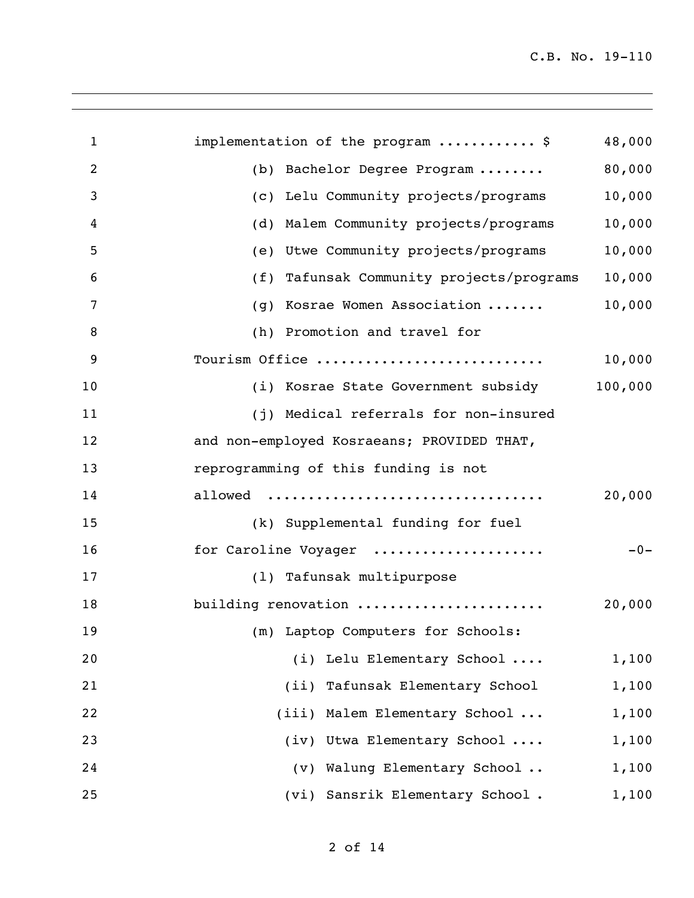implementation of the program ........... $ 48,000

(b) Bachelor Degree Program ........ 80,000

(c) Lelu Community projects/programs 10,000

(d) Malem Community projects/programs 10,000

(e) Utwe Community projects/programs 10,000

(f) Tafunsak Community projects/programs 10,000

(g) Kosrae Women Association ....... 10,000

(h) Promotion and travel for Tourism Office ........................... 10,000

(i) Kosrae State Government subsidy 100,000

(j) Medical referrals for non-insured and non-employed Kosraeans; PROVIDED THAT, reprogramming of this funding is not allowed ................................ 20,000

(k) Supplemental funding for fuel for Caroline Voyager .................... -0-

(l) Tafunsak multipurpose building renovation ...................... 20,000

(m) Laptop Computers for Schools:

(i) Lelu Elementary School .... 1,100

(ii) Tafunsak Elementary School 1,100

(iii) Malem Elementary School ... 1,100

(iv) Utwa Elementary School .... 1,100

(v) Walung Elementary School .. 1,100

(vi) Sansrik Elementary School . 1,100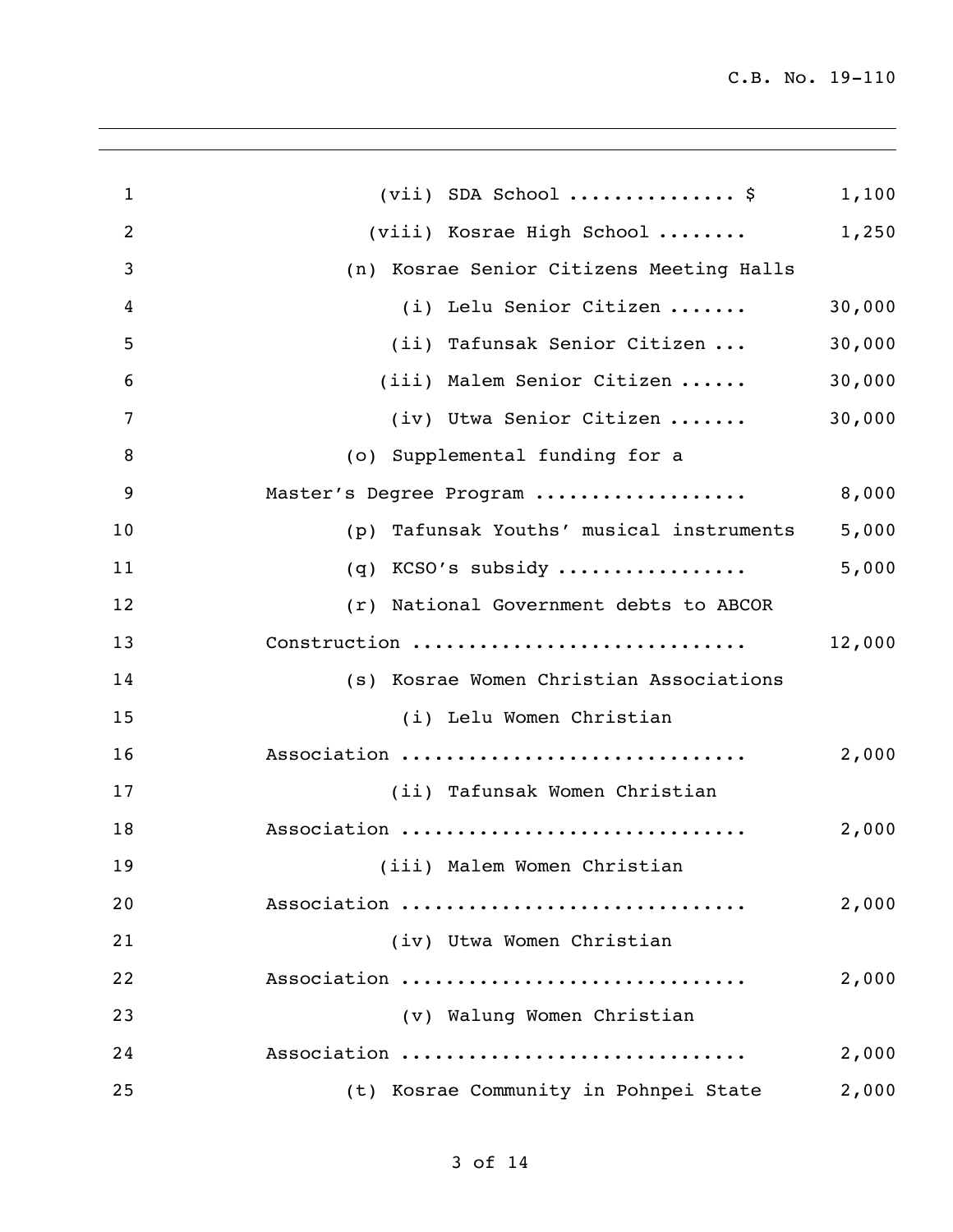(vii) SDA School .............. $ 1,100

(viii) Kosrae High School ........ 1,250

(n) Kosrae Senior Citizens Meeting Halls

(i) Lelu Senior Citizen ....... 30,000

(ii) Tafunsak Senior Citizen ... 30,000

(iii) Malem Senior Citizen ...... 30,000

(iv) Utwa Senior Citizen ....... 30,000

(o) Supplemental funding for a Master's Degree Program .................. 8,000

(p) Tafunsak Youths' musical instruments 5,000

(q) KCSO's subsidy ................ 5,000

(r) National Government debts to ABCOR Construction ............................. 12,000

(s) Kosrae Women Christian Associations

(i) Lelu Women Christian Association .............................. 2,000

(ii) Tafunsak Women Christian Association .............................. 2,000

(iii) Malem Women Christian Association .............................. 2,000

(iv) Utwa Women Christian Association .............................. 2,000

(v) Walung Women Christian Association .............................. 2,000

(t) Kosrae Community in Pohnpei State 2,000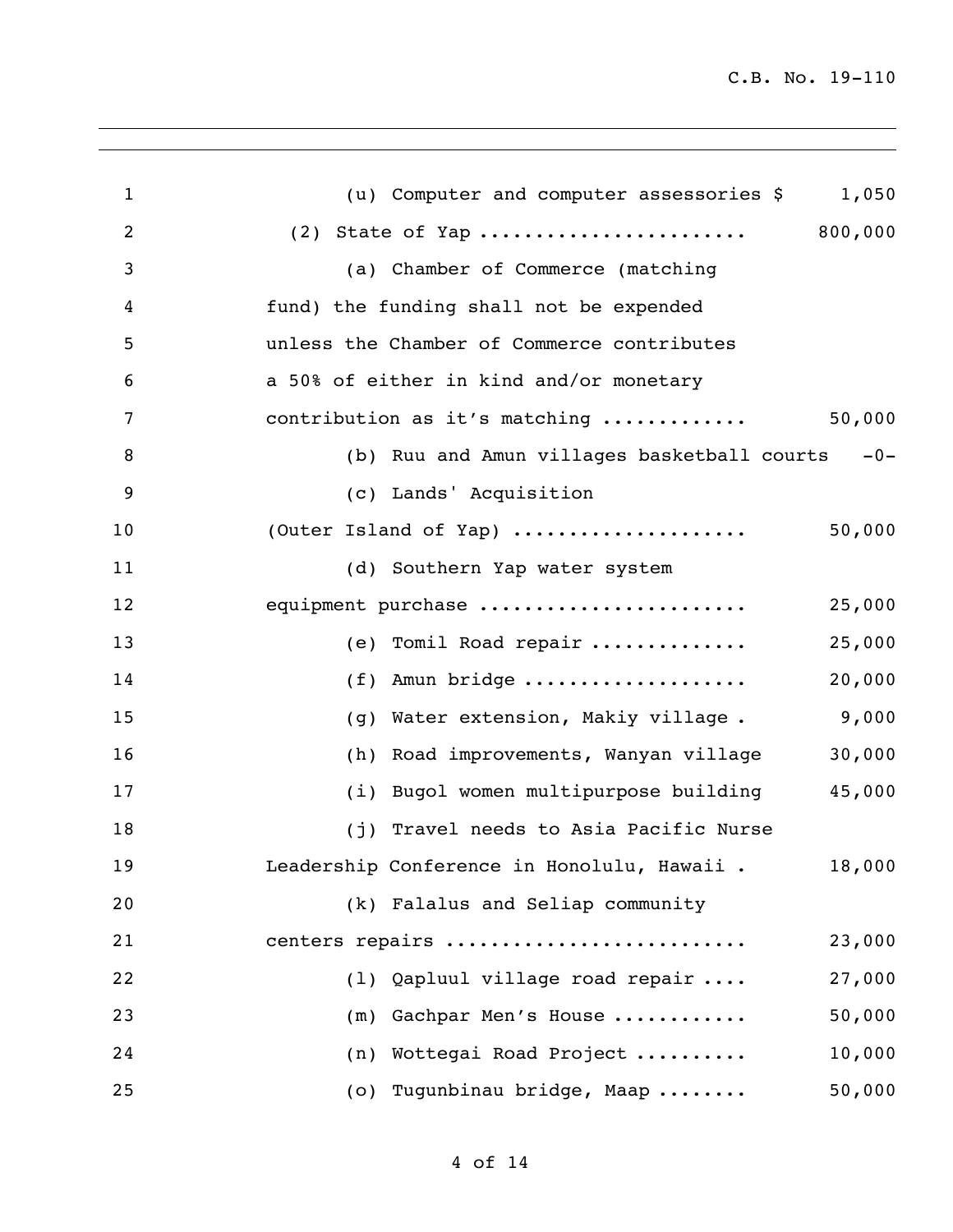(u) Computer and computer assessories $ 1,050

(2) State of Yap ....................... 800,000

(a) Chamber of Commerce (matching fund) the funding shall not be expended unless the Chamber of Commerce contributes a 50% of either in kind and/or monetary contribution as it's matching ............ 50,000

(b) Ruu and Amun villages basketball courts -0-

(c) Lands' Acquisition (Outer Island of Yap) .................... 50,000

(d) Southern Yap water system equipment purchase ....................... 25,000

(e) Tomil Road repair ............. 25,000

(f) Amun bridge ................... 20,000

(g) Water extension, Makiy village . 9,000

(h) Road improvements, Wanyan village 30,000

(i) Bugol women multipurpose building 45,000

(j) Travel needs to Asia Pacific Nurse Leadership Conference in Honolulu, Hawaii . 18,000

(k) Falalus and Seliap community centers repairs ......................... 23,000

(l) Qapluul village road repair .... 27,000

(m) Gachpar Men's House ........... 50,000

(n) Wottegai Road Project .......... 10,000

(o) Tugunbinau bridge, Maap ........ 50,000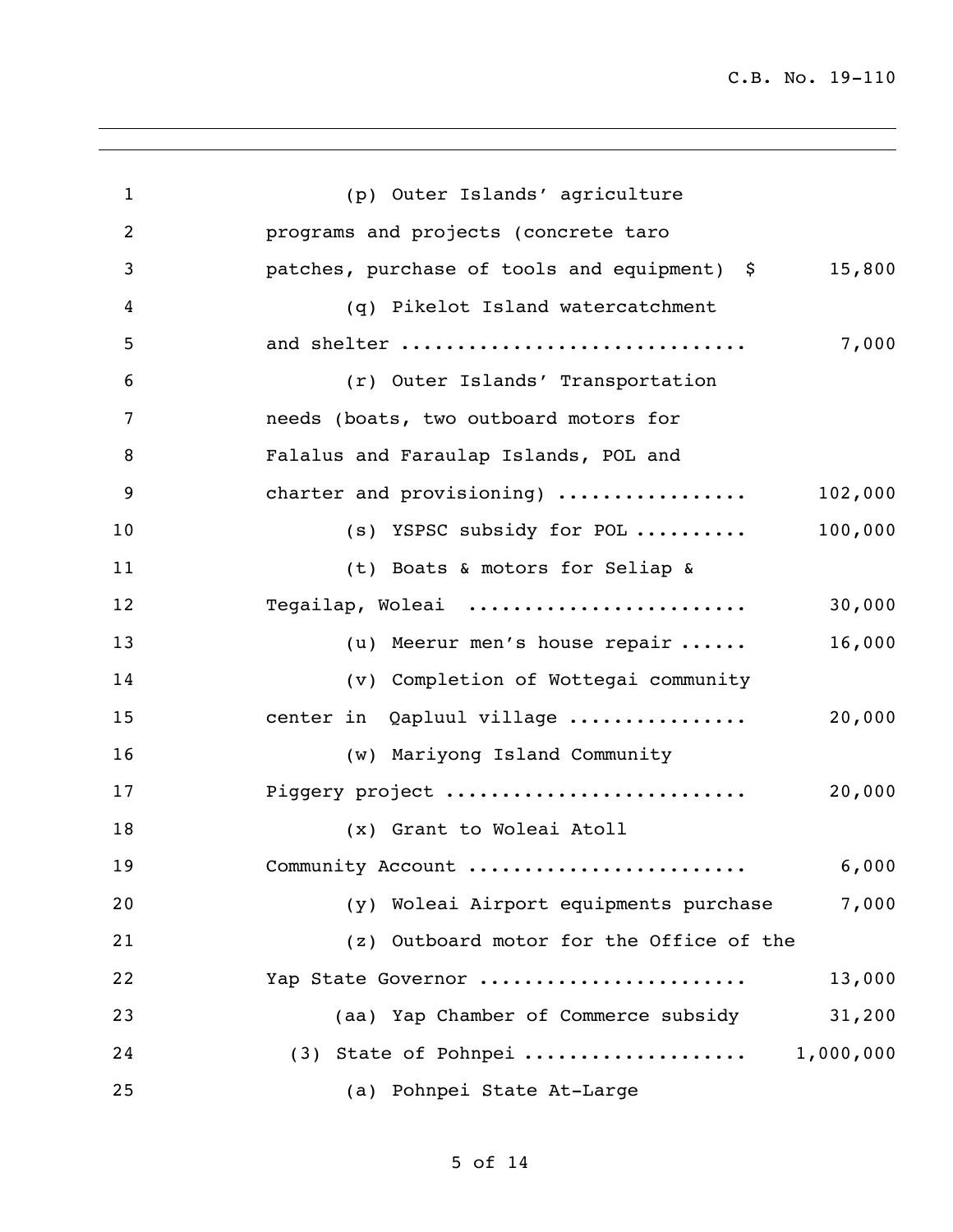(p) Outer Islands' agriculture programs and projects (concrete taro patches, purchase of tools and equipment) $ 15,800

(q) Pikelot Island watercatchment and shelter .............................. 7,000

(r) Outer Islands' Transportation needs (boats, two outboard motors for Falalus and Faraulap Islands, POL and charter and provisioning) ................ 102,000

(s) YSPSC subsidy for POL .......... 100,000

(t) Boats & motors for Seliap & Tegailap, Woleai ........................ 30,000

(u) Meerur men's house repair ...... 16,000

(v) Completion of Wottegai community center in Qapluul village ............... 20,000

(w) Mariyong Island Community Piggery project .......................... 20,000

(x) Grant to Woleai Atoll Community Account ........................ 6,000

(y) Woleai Airport equipments purchase 7,000

(z) Outboard motor for the Office of the Yap State Governor ....................... 13,000

(aa) Yap Chamber of Commerce subsidy 31,200

(3) State of Pohnpei ................... 1,000,000

(a) Pohnpei State At-Large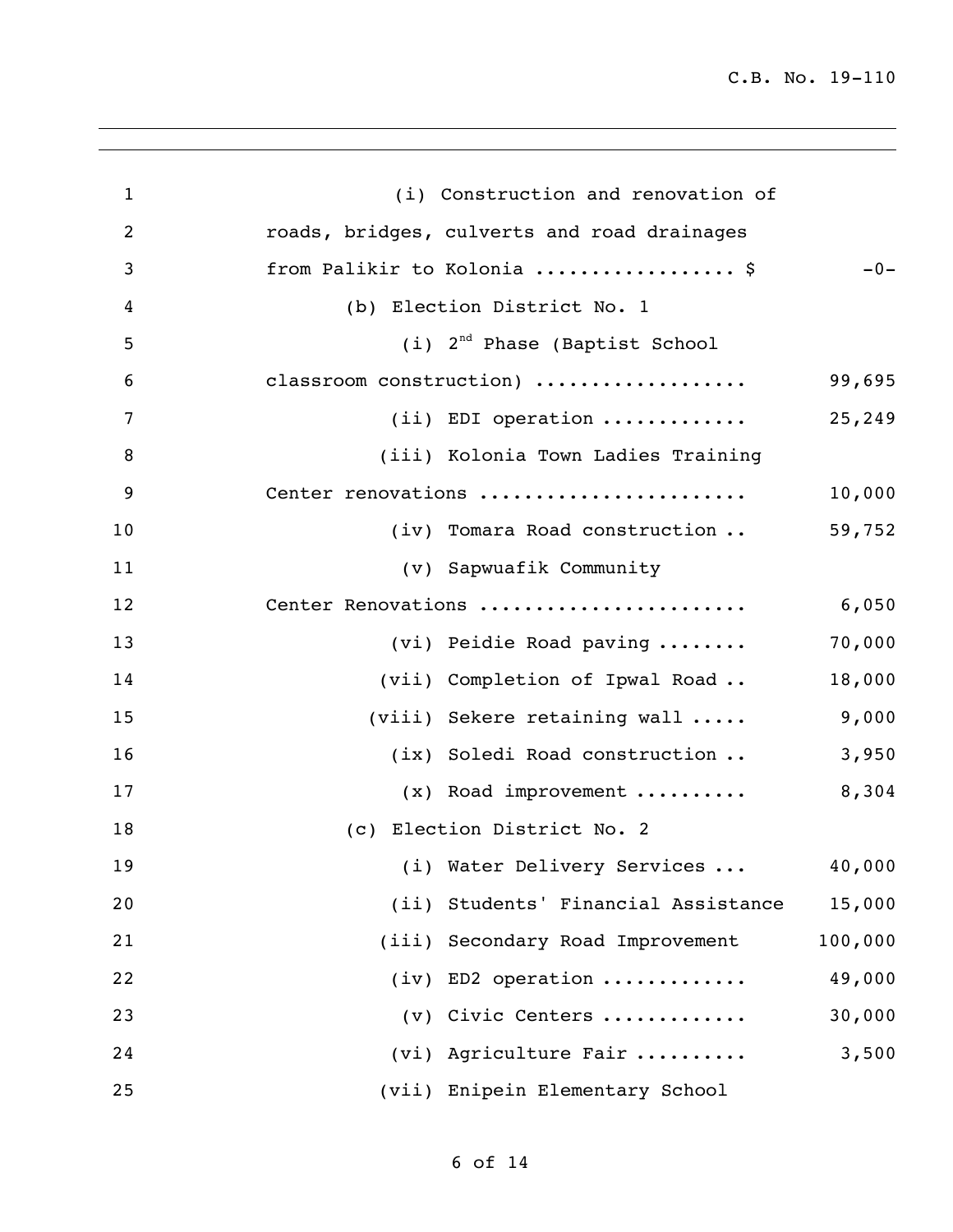(i) Construction and renovation of roads, bridges, culverts and road drainages from Palikir to Kolonia ................. $ -0-

(b) Election District No. 1

(i) 2nd Phase (Baptist School classroom construction) .................. 99,695

(ii) EDI operation ............ 25,249

(iii) Kolonia Town Ladies Training Center renovations ....................... 10,000

(iv) Tomara Road construction .. 59,752

(v) Sapwuafik Community Center Renovations ....................... 6,050

(vi) Peidie Road paving ........ 70,000

(vii) Completion of Ipwal Road .. 18,000

(viii) Sekere retaining wall ..... 9,000

(ix) Soledi Road construction .. 3,950

(x) Road improvement .......... 8,304

(c) Election District No. 2

(i) Water Delivery Services ... 40,000

(ii) Students' Financial Assistance 15,000

(iii) Secondary Road Improvement 100,000

(iv) ED2 operation ............ 49,000

(v) Civic Centers ............ 30,000

(vi) Agriculture Fair .......... 3,500

(vii) Enipein Elementary School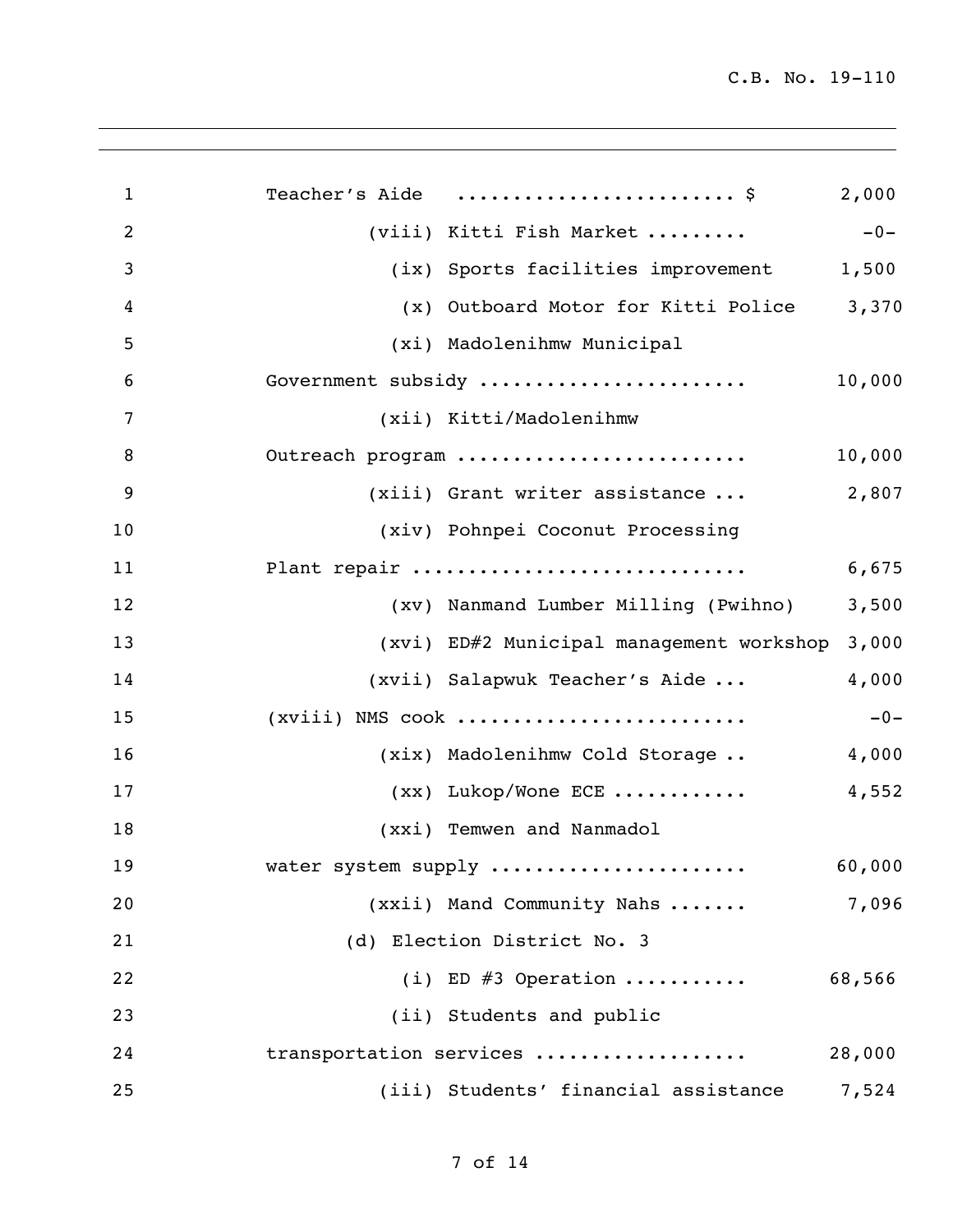Teacher's Aide ........................ $ 2,000

(viii) Kitti Fish Market ......... -0-

(ix) Sports facilities improvement 1,500

(x) Outboard Motor for Kitti Police 3,370

(xi) Madolenihmw Municipal Government subsidy ....................... 10,000

(xii) Kitti/Madolenihmw Outreach program ......................... 10,000

(xiii) Grant writer assistance ... 2,807

(xiv) Pohnpei Coconut Processing Plant repair ............................ 6,675

(xv) Nanmand Lumber Milling (Pwihno) 3,500

(xvi) ED#2 Municipal management workshop 3,000

(xvii) Salapwuk Teacher's Aide ... 4,000

(xviii) NMS cook ......................... -0-

(xix) Madolenihmw Cold Storage .. 4,000

(xx) Lukop/Wone ECE ............ 4,552

(xxi) Temwen and Nanmadol water system supply ...................... 60,000

(xxii) Mand Community Nahs ....... 7,096

(d) Election District No. 3

(i) ED #3 Operation ........... 68,566

(ii) Students and public transportation services .................. 28,000

(iii) Students' financial assistance 7,524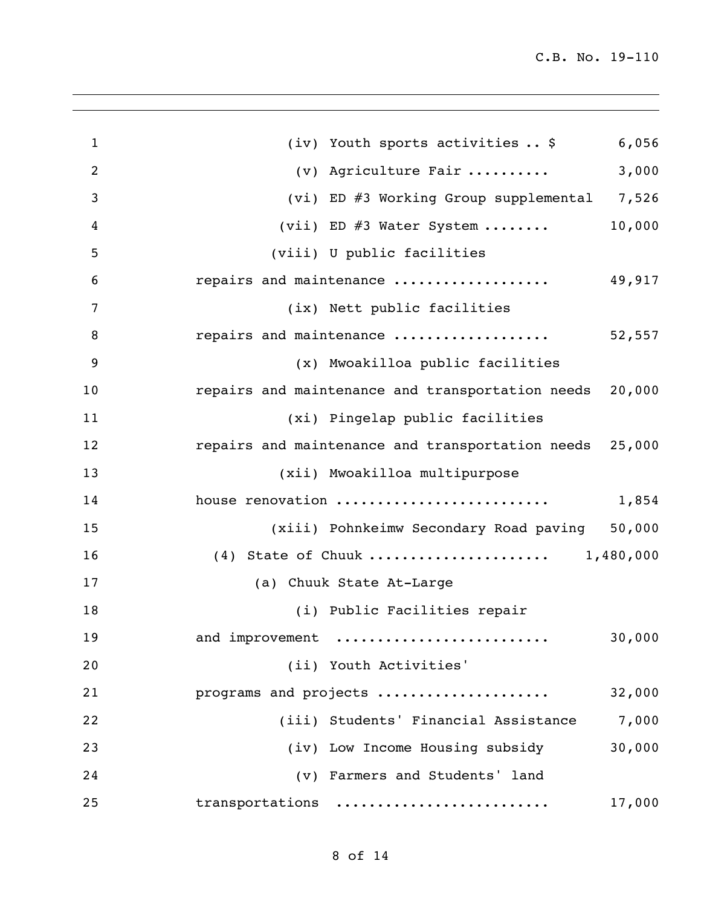(iv) Youth sports activities .. $ 6,056

(v) Agriculture Fair .......... 3,000

(vi) ED #3 Working Group supplemental 7,526

(vii) ED #3 Water System ........ 10,000

(viii) U public facilities repairs and maintenance .................. 49,917

(ix) Nett public facilities repairs and maintenance .................. 52,557

(x) Mwoakilloa public facilities repairs and maintenance and transportation needs 20,000

(xi) Pingelap public facilities repairs and maintenance and transportation needs 25,000

(xii) Mwoakilloa multipurpose house renovation ......................... 1,854

(xiii) Pohnkeimw Secondary Road paving 50,000

(4) State of Chuuk ..................... 1,480,000

(a) Chuuk State At-Large

(i) Public Facilities repair and improvement ......................... 30,000

(ii) Youth Activities' programs and projects .................... 32,000

(iii) Students' Financial Assistance 7,000

(iv) Low Income Housing subsidy 30,000

(v) Farmers and Students' land transportations ......................... 17,000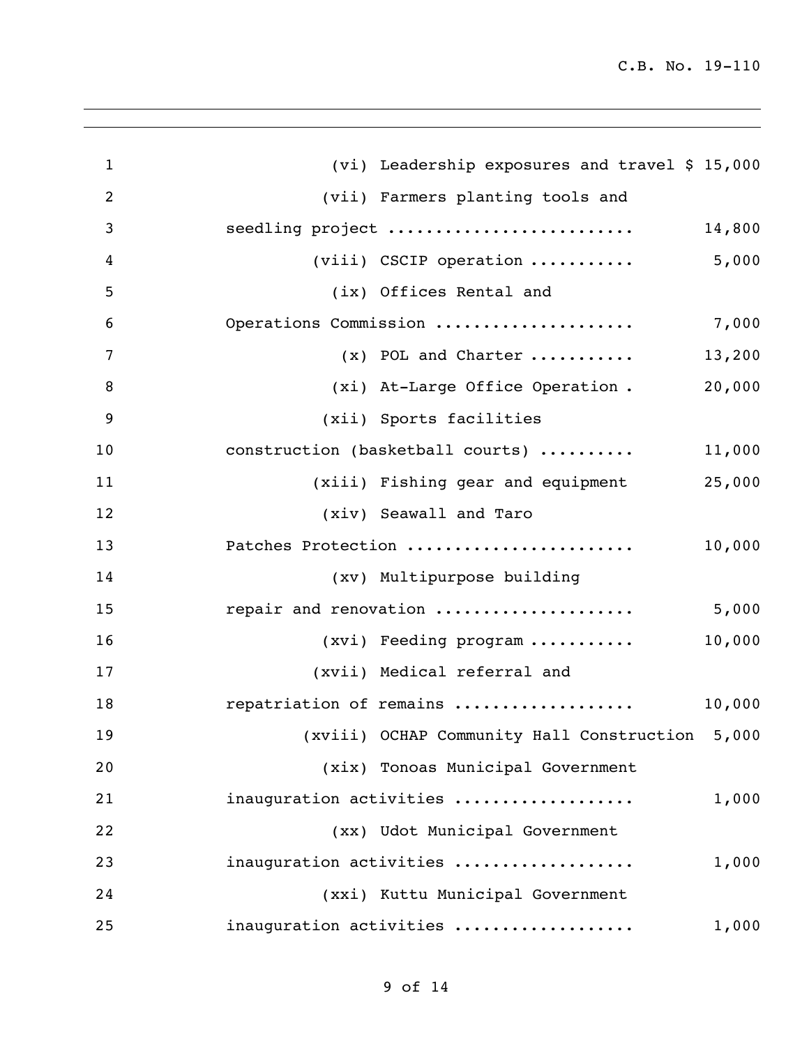(vi) Leadership exposures and travel $ 15,000

(vii) Farmers planting tools and seedling project .......................... 14,800

(viii) CSCIP operation ........... 5,000

(ix) Offices Rental and Operations Commission ..................... 7,000

(x) POL and Charter ........... 13,200

(xi) At-Large Office Operation . 20,000

(xii) Sports facilities construction (basketball courts) .......... 11,000

(xiii) Fishing gear and equipment 25,000

(xiv) Seawall and Taro Patches Protection ........................ 10,000

(xv) Multipurpose building repair and renovation ..................... 5,000

(xvi) Feeding program ........... 10,000

(xvii) Medical referral and repatriation of remains .................. 10,000

(xviii) OCHAP Community Hall Construction 5,000

(xix) Tonoas Municipal Government inauguration activities .................. 1,000

(xx) Udot Municipal Government inauguration activities .................. 1,000

(xxi) Kuttu Municipal Government inauguration activities .................. 1,000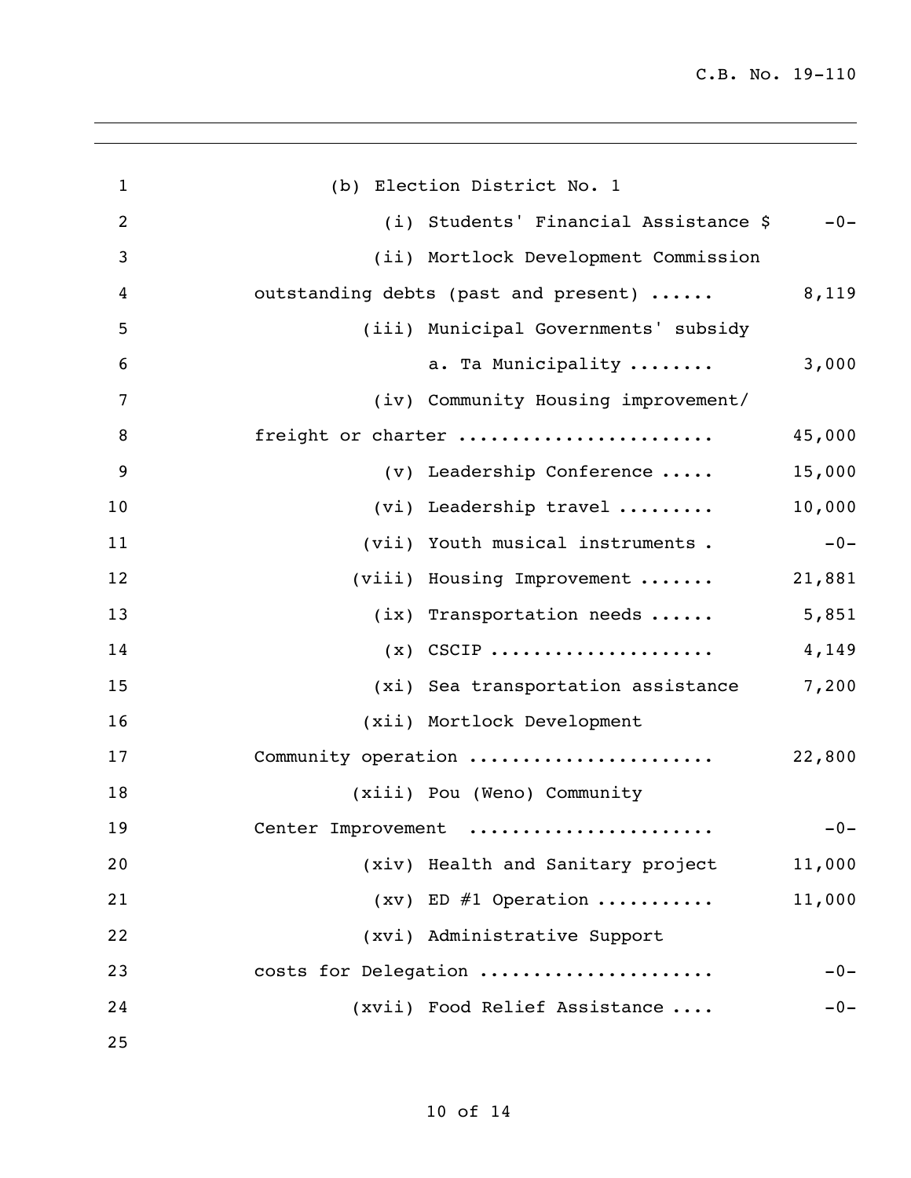(b) Election District No. 1

| | |
|---|---|
| (i) Students' Financial Assistance $ | -0- |
| (ii) Mortlock Development Commission outstanding debts (past and present) ...... | 8,119 |
| (iii) Municipal Governments' subsidy | |
| a. Ta Municipality ........ | 3,000 |
| (iv) Community Housing improvement/ freight or charter ....................... | 45,000 |
| (v) Leadership Conference ..... | 15,000 |
| (vi) Leadership travel ......... | 10,000 |
| (vii) Youth musical instruments . | -0- |
| (viii) Housing Improvement ....... | 21,881 |
| (ix) Transportation needs ...... | 5,851 |
| (x) CSCIP .................... | 4,149 |
| (xi) Sea transportation assistance | 7,200 |
| (xii) Mortlock Development Community operation ...................... | 22,800 |
| (xiii) Pou (Weno) Community Center Improvement ...................... | -0- |
| (xiv) Health and Sanitary project | 11,000 |
| (xv) ED #1 Operation ........... | 11,000 |
| (xvi) Administrative Support costs for Delegation ..................... | -0- |
| (xvii) Food Relief Assistance .... | -0- |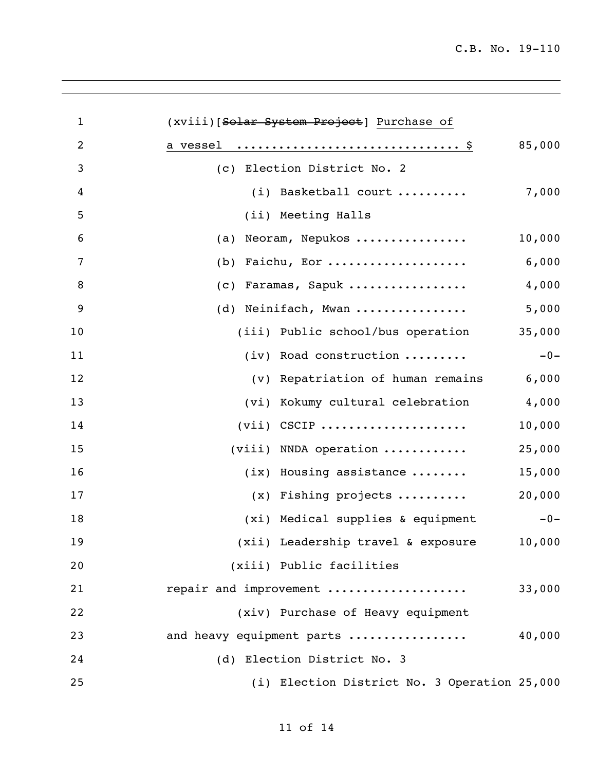(xviii)[~~Solar System Project~~] Purchase of a vessel ............................... $ 85,000

(c) Election District No. 2

(i) Basketball court .......... 7,000

(ii) Meeting Halls

(a) Neoram, Nepukos ................ 10,000

(b) Faichu, Eor .................... 6,000

(c) Faramas, Sapuk ................. 4,000

(d) Neinifach, Mwan ................ 5,000

(iii) Public school/bus operation 35,000

(iv) Road construction ......... -0-

(v) Repatriation of human remains 6,000

(vi) Kokumy cultural celebration 4,000

(vii) CSCIP .................... 10,000

(viii) NNDA operation ............ 25,000

(ix) Housing assistance ........ 15,000

(x) Fishing projects .......... 20,000

(xi) Medical supplies & equipment -0-

(xii) Leadership travel & exposure 10,000

(xiii) Public facilities repair and improvement .................... 33,000

(xiv) Purchase of Heavy equipment and heavy equipment parts ................ 40,000

(d) Election District No. 3

(i) Election District No. 3 Operation 25,000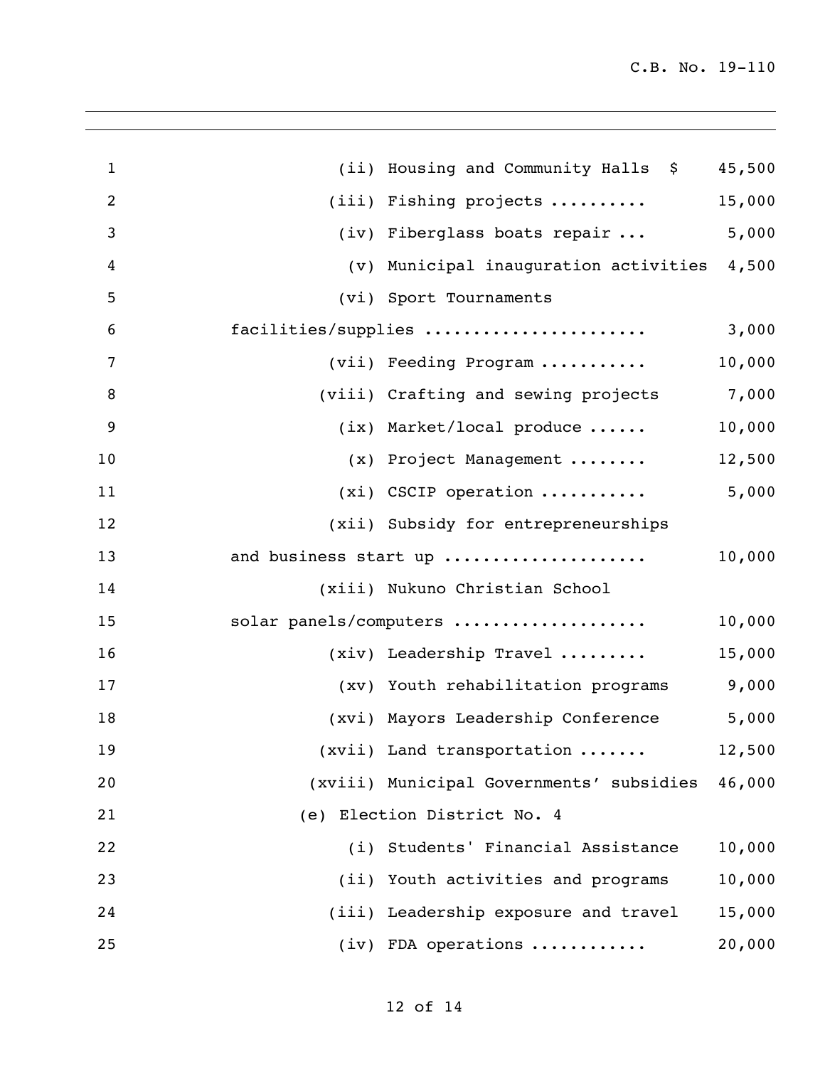| | |
|---|---|
| (ii) Housing and Community Halls $ | 45,500 |
| (iii) Fishing projects .......... | 15,000 |
| (iv) Fiberglass boats repair ... | 5,000 |
| (v) Municipal inauguration activities | 4,500 |
| (vi) Sport Tournaments facilities/supplies ...................... | 3,000 |
| (vii) Feeding Program ........... | 10,000 |
| (viii) Crafting and sewing projects | 7,000 |
| (ix) Market/local produce ...... | 10,000 |
| (x) Project Management ........ | 12,500 |
| (xi) CSCIP operation ........... | 5,000 |
| (xii) Subsidy for entrepreneurships and business start up .................... | 10,000 |
| (xiii) Nukuno Christian School solar panels/computers ................... | 10,000 |
| (xiv) Leadership Travel ......... | 15,000 |
| (xv) Youth rehabilitation programs | 9,000 |
| (xvi) Mayors Leadership Conference | 5,000 |
| (xvii) Land transportation ....... | 12,500 |
| (xviii) Municipal Governments' subsidies | 46,000 |
| (e) Election District No. 4 | |
| (i) Students' Financial Assistance | 10,000 |
| (ii) Youth activities and programs | 10,000 |
| (iii) Leadership exposure and travel | 15,000 |
| (iv) FDA operations ........... | 20,000 |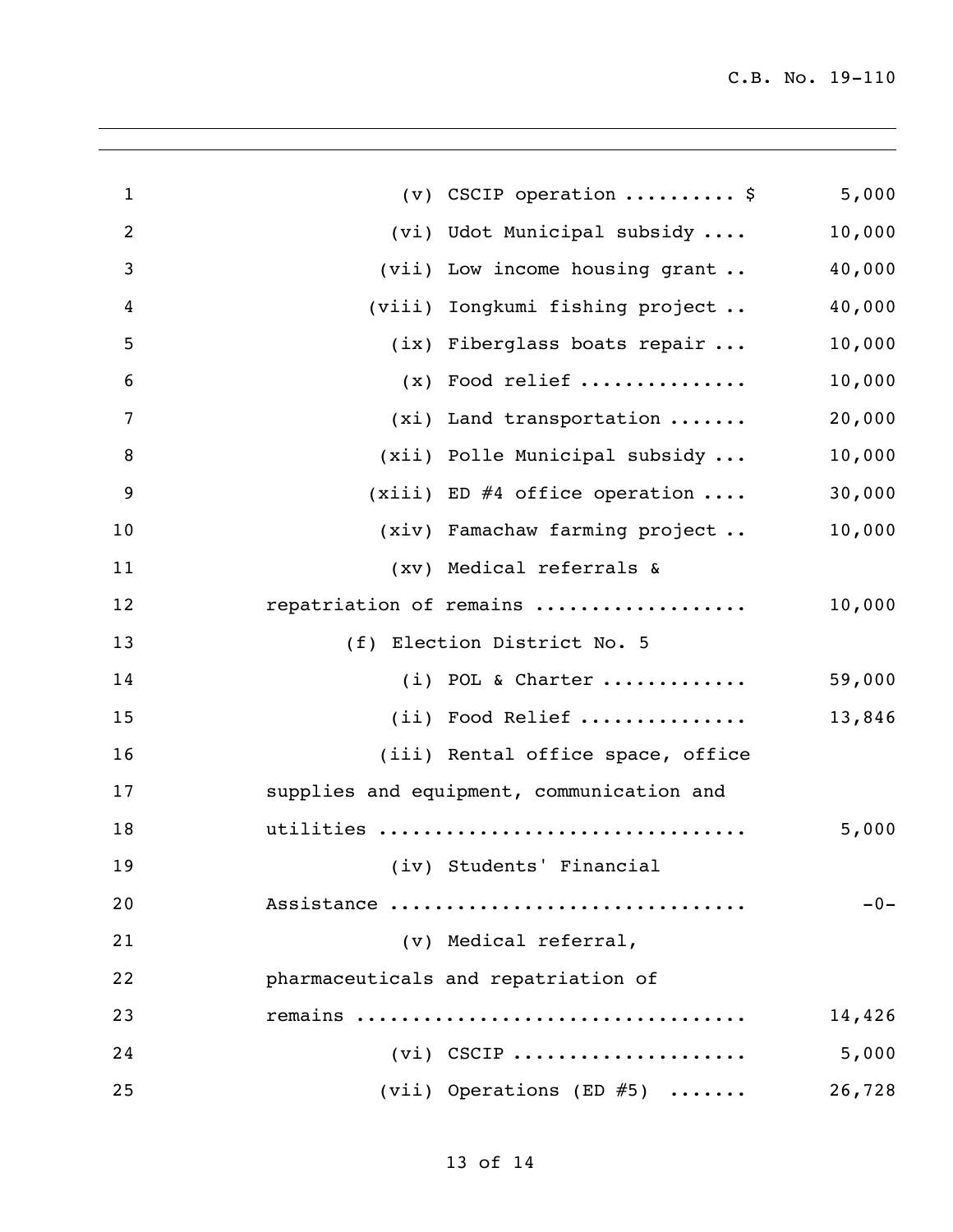| | |
|---|---|
| (v) CSCIP operation .......... $ | 5,000 |
| (vi) Udot Municipal subsidy .... | 10,000 |
| (vii) Low income housing grant .. | 40,000 |
| (viii) Iongkumi fishing project .. | 40,000 |
| (ix) Fiberglass boats repair ... | 10,000 |
| (x) Food relief .............. | 10,000 |
| (xi) Land transportation ....... | 20,000 |
| (xii) Polle Municipal subsidy ... | 10,000 |
| (xiii) ED #4 office operation .... | 30,000 |
| (xiv) Famachaw farming project .. | 10,000 |
| (xv) Medical referrals & repatriation of remains .................. | 10,000 |
| (f) Election District No. 5 | |
| (i) POL & Charter ............ | 59,000 |
| (ii) Food Relief .............. | 13,846 |
| (iii) Rental office space, office supplies and equipment, communication and utilities ................................ | 5,000 |
| (iv) Students' Financial Assistance ............................... | -0- |
| (v) Medical referral, pharmaceuticals and repatriation of remains ................................. | 14,426 |
| (vi) CSCIP .................... | 5,000 |
| (vii) Operations (ED #5) ....... | 26,728 |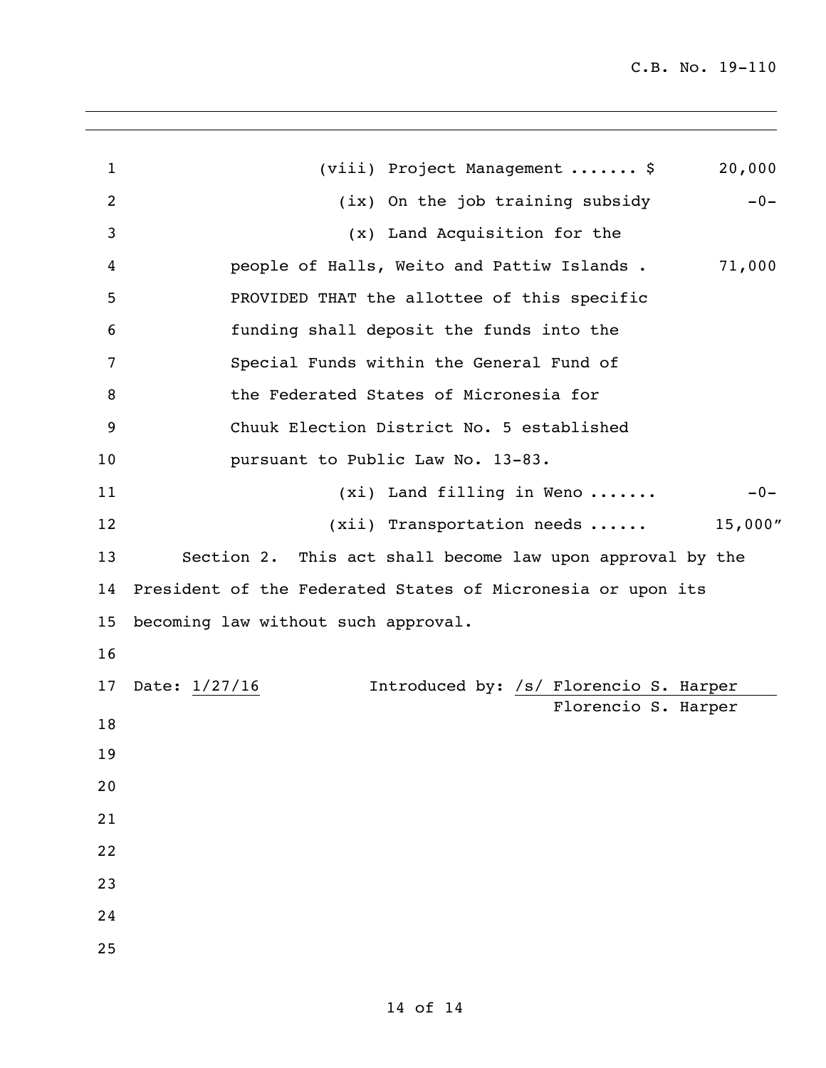(viii) Project Management ....... $ 20,000

(ix) On the job training subsidy -0-

(x) Land Acquisition for the people of Halls, Weito and Pattiw Islands . 71,000

PROVIDED THAT the allottee of this specific funding shall deposit the funds into the Special Funds within the General Fund of the Federated States of Micronesia for Chuuk Election District No. 5 established pursuant to Public Law No. 13-83.

(xi) Land filling in Weno ....... -0-

(xii) Transportation needs ...... 15,000"

Section 2. This act shall become law upon approval by the President of the Federated States of Micronesia or upon its becoming law without such approval.

Date: 1/27/16

Introduced by: /s/ Florencio S. Harper
Florencio S. Harper